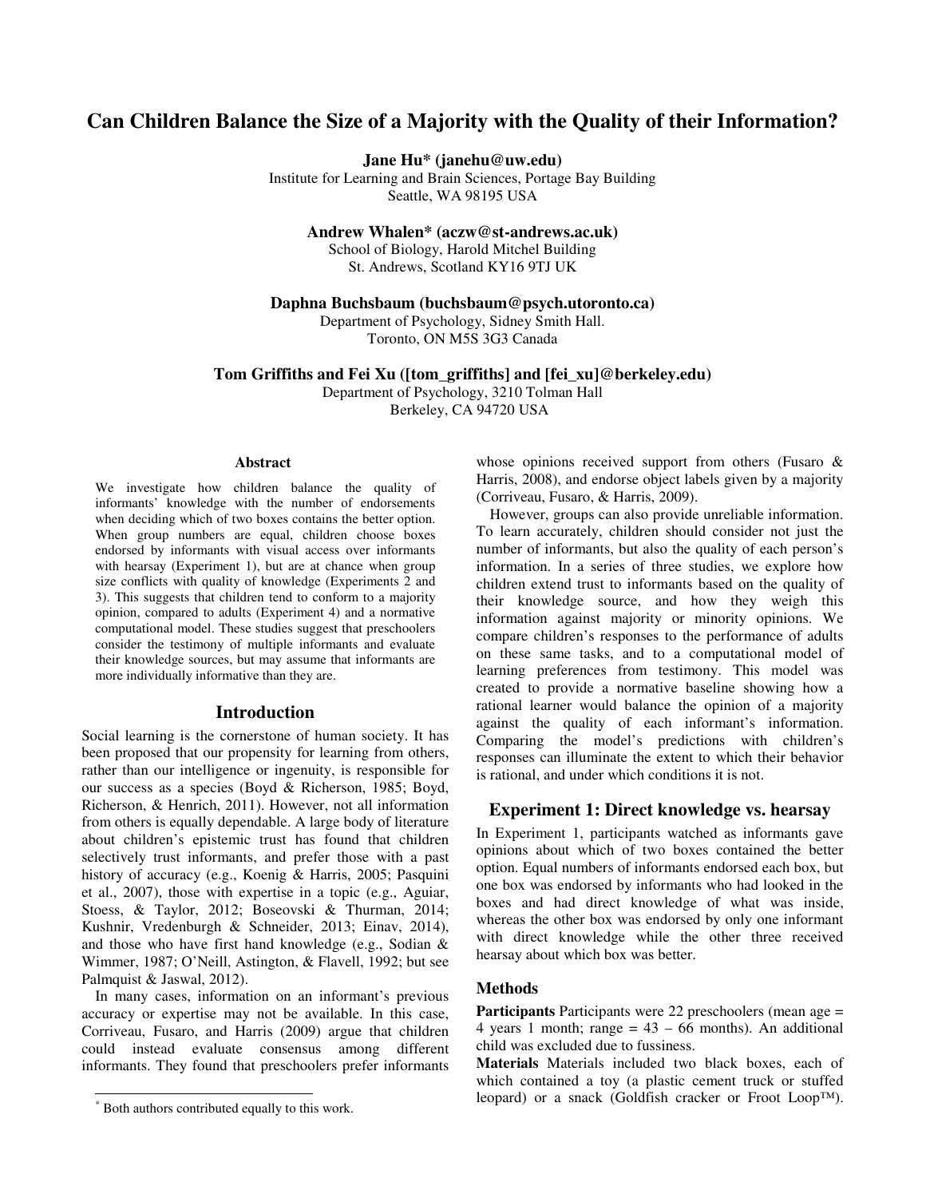# Can Children Balance the Size of a Majority with the Quality of their Information?

**Jane Hu* (janehu@uw.edu)**
Institute for Learning and Brain Sciences, Portage Bay Building
Seattle, WA 98195 USA

**Andrew Whalen* (aczw@st-andrews.ac.uk)**
School of Biology, Harold Mitchel Building
St. Andrews, Scotland KY16 9TJ UK

**Daphna Buchsbaum (buchsbaum@psych.utoronto.ca)**
Department of Psychology, Sidney Smith Hall.
Toronto, ON M5S 3G3 Canada

**Tom Griffiths and Fei Xu ([tom_griffiths] and [fei_xu]@berkeley.edu)**
Department of Psychology, 3210 Tolman Hall
Berkeley, CA 94720 USA

## Abstract

We investigate how children balance the quality of informants' knowledge with the number of endorsements when deciding which of two boxes contains the better option. When group numbers are equal, children choose boxes endorsed by informants with visual access over informants with hearsay (Experiment 1), but are at chance when group size conflicts with quality of knowledge (Experiments 2 and 3). This suggests that children tend to conform to a majority opinion, compared to adults (Experiment 4) and a normative computational model. These studies suggest that preschoolers consider the testimony of multiple informants and evaluate their knowledge sources, but may assume that informants are more individually informative than they are.

## Introduction

Social learning is the cornerstone of human society. It has been proposed that our propensity for learning from others, rather than our intelligence or ingenuity, is responsible for our success as a species (Boyd & Richerson, 1985; Boyd, Richerson, & Henrich, 2011). However, not all information from others is equally dependable. A large body of literature about children's epistemic trust has found that children selectively trust informants, and prefer those with a past history of accuracy (e.g., Koenig & Harris, 2005; Pasquini et al., 2007), those with expertise in a topic (e.g., Aguiar, Stoess, & Taylor, 2012; Boseovski & Thurman, 2014; Kushnir, Vredenburgh & Schneider, 2013; Einav, 2014), and those who have first hand knowledge (e.g., Sodian & Wimmer, 1987; O'Neill, Astington, & Flavell, 1992; but see Palmquist & Jaswal, 2012).

In many cases, information on an informant's previous accuracy or expertise may not be available. In this case, Corriveau, Fusaro, and Harris (2009) argue that children could instead evaluate consensus among different informants. They found that preschoolers prefer informants whose opinions received support from others (Fusaro & Harris, 2008), and endorse object labels given by a majority (Corriveau, Fusaro, & Harris, 2009).

However, groups can also provide unreliable information. To learn accurately, children should consider not just the number of informants, but also the quality of each person's information. In a series of three studies, we explore how children extend trust to informants based on the quality of their knowledge source, and how they weigh this information against majority or minority opinions. We compare children's responses to the performance of adults on these same tasks, and to a computational model of learning preferences from testimony. This model was created to provide a normative baseline showing how a rational learner would balance the opinion of a majority against the quality of each informant's information. Comparing the model's predictions with children's responses can illuminate the extent to which their behavior is rational, and under which conditions it is not.

## Experiment 1: Direct knowledge vs. hearsay

In Experiment 1, participants watched as informants gave opinions about which of two boxes contained the better option. Equal numbers of informants endorsed each box, but one box was endorsed by informants who had looked in the boxes and had direct knowledge of what was inside, whereas the other box was endorsed by only one informant with direct knowledge while the other three received hearsay about which box was better.

### Methods

**Participants** Participants were 22 preschoolers (mean age = 4 years 1 month; range = 43 – 66 months). An additional child was excluded due to fussiness.

**Materials** Materials included two black boxes, each of which contained a toy (a plastic cement truck or stuffed leopard) or a snack (Goldfish cracker or Froot Loop™).

* Both authors contributed equally to this work.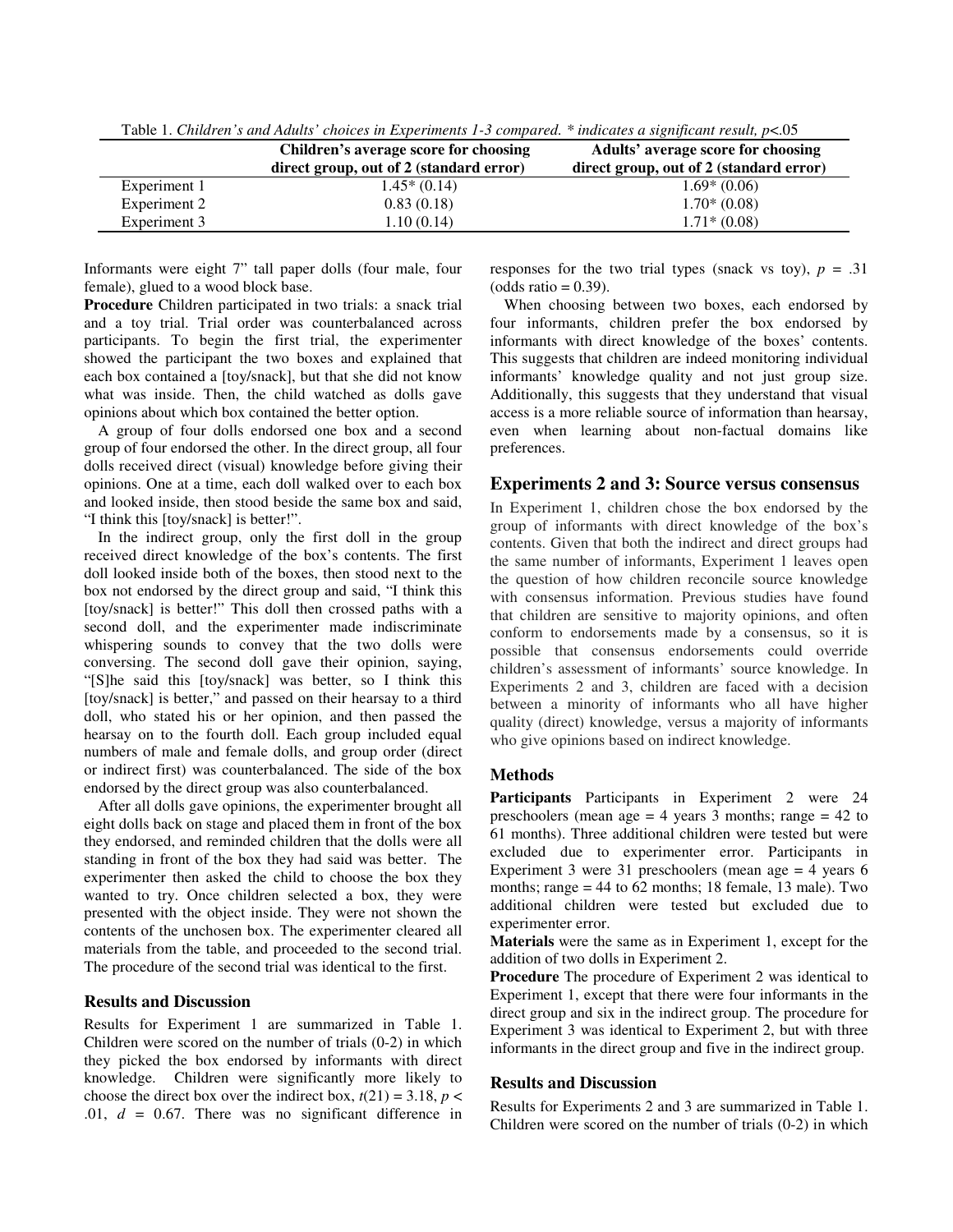Table 1. *Children's and Adults' choices in Experiments 1-3 compared. * indicates a significant result, p<.05*

| | Children's average score for choosing direct group, out of 2 (standard error) | Adults' average score for choosing direct group, out of 2 (standard error) |
|---|---|---|
| Experiment 1 | 1.45* (0.14) | 1.69* (0.06) |
| Experiment 2 | 0.83 (0.18) | 1.70* (0.08) |
| Experiment 3 | 1.10 (0.14) | 1.71* (0.08) |

Informants were eight 7" tall paper dolls (four male, four female), glued to a wood block base.

**Procedure** Children participated in two trials: a snack trial and a toy trial. Trial order was counterbalanced across participants. To begin the first trial, the experimenter showed the participant the two boxes and explained that each box contained a [toy/snack], but that she did not know what was inside. Then, the child watched as dolls gave opinions about which box contained the better option.

A group of four dolls endorsed one box and a second group of four endorsed the other. In the direct group, all four dolls received direct (visual) knowledge before giving their opinions. One at a time, each doll walked over to each box and looked inside, then stood beside the same box and said, "I think this [toy/snack] is better!".

In the indirect group, only the first doll in the group received direct knowledge of the box's contents. The first doll looked inside both of the boxes, then stood next to the box not endorsed by the direct group and said, "I think this [toy/snack] is better!" This doll then crossed paths with a second doll, and the experimenter made indiscriminate whispering sounds to convey that the two dolls were conversing. The second doll gave their opinion, saying, "[S]he said this [toy/snack] was better, so I think this [toy/snack] is better," and passed on their hearsay to a third doll, who stated his or her opinion, and then passed the hearsay on to the fourth doll. Each group included equal numbers of male and female dolls, and group order (direct or indirect first) was counterbalanced. The side of the box endorsed by the direct group was also counterbalanced.

After all dolls gave opinions, the experimenter brought all eight dolls back on stage and placed them in front of the box they endorsed, and reminded children that the dolls were all standing in front of the box they had said was better. The experimenter then asked the child to choose the box they wanted to try. Once children selected a box, they were presented with the object inside. They were not shown the contents of the unchosen box. The experimenter cleared all materials from the table, and proceeded to the second trial. The procedure of the second trial was identical to the first.

### Results and Discussion

Results for Experiment 1 are summarized in Table 1. Children were scored on the number of trials (0-2) in which they picked the box endorsed by informants with direct knowledge. Children were significantly more likely to choose the direct box over the indirect box, $t(21) = 3.18$, $p < .01$, $d = 0.67$. There was no significant difference in responses for the two trial types (snack vs toy), $p = .31$ (odds ratio = 0.39).

When choosing between two boxes, each endorsed by four informants, children prefer the box endorsed by informants with direct knowledge of the boxes' contents. This suggests that children are indeed monitoring individual informants' knowledge quality and not just group size. Additionally, this suggests that they understand that visual access is a more reliable source of information than hearsay, even when learning about non-factual domains like preferences.

## Experiments 2 and 3: Source versus consensus

In Experiment 1, children chose the box endorsed by the group of informants with direct knowledge of the box's contents. Given that both the indirect and direct groups had the same number of informants, Experiment 1 leaves open the question of how children reconcile source knowledge with consensus information. Previous studies have found that children are sensitive to majority opinions, and often conform to endorsements made by a consensus, so it is possible that consensus endorsements could override children's assessment of informants' source knowledge. In Experiments 2 and 3, children are faced with a decision between a minority of informants who all have higher quality (direct) knowledge, versus a majority of informants who give opinions based on indirect knowledge.

### Methods

**Participants** Participants in Experiment 2 were 24 preschoolers (mean age = 4 years 3 months; range = 42 to 61 months). Three additional children were tested but were excluded due to experimenter error. Participants in Experiment 3 were 31 preschoolers (mean age = 4 years 6 months; range = 44 to 62 months; 18 female, 13 male). Two additional children were tested but excluded due to experimenter error.

**Materials** were the same as in Experiment 1, except for the addition of two dolls in Experiment 2.

**Procedure** The procedure of Experiment 2 was identical to Experiment 1, except that there were four informants in the direct group and six in the indirect group. The procedure for Experiment 3 was identical to Experiment 2, but with three informants in the direct group and five in the indirect group.

### Results and Discussion

Results for Experiments 2 and 3 are summarized in Table 1. Children were scored on the number of trials (0-2) in which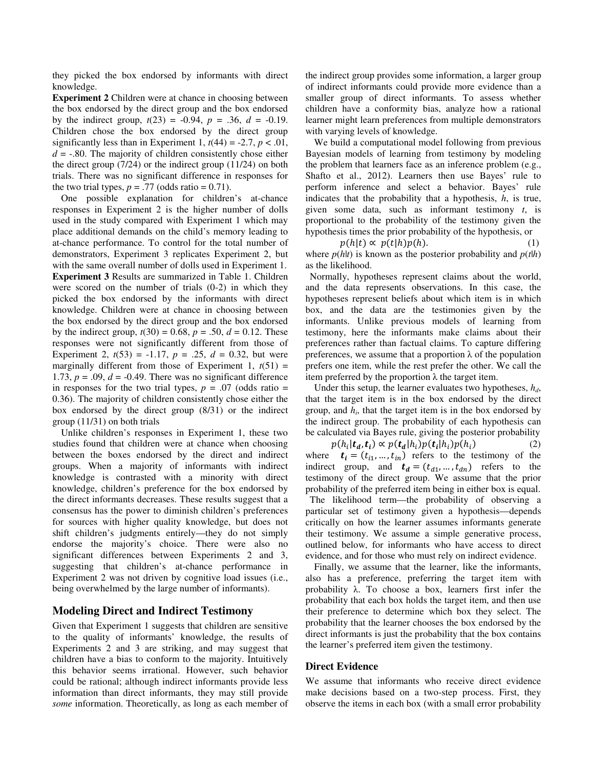they picked the box endorsed by informants with direct knowledge.

**Experiment 2** Children were at chance in choosing between the box endorsed by the direct group and the box endorsed by the indirect group, $t(23) = -0.94$, $p = .36$, $d = -0.19$. Children chose the box endorsed by the direct group significantly less than in Experiment 1, $t(44) = -2.7$, $p < .01$, $d = -.80$. The majority of children consistently chose either the direct group (7/24) or the indirect group (11/24) on both trials. There was no significant difference in responses for the two trial types, $p = .77$ (odds ratio = 0.71).

One possible explanation for children's at-chance responses in Experiment 2 is the higher number of dolls used in the study compared with Experiment 1 which may place additional demands on the child's memory leading to at-chance performance. To control for the total number of demonstrators, Experiment 3 replicates Experiment 2, but with the same overall number of dolls used in Experiment 1.

**Experiment 3** Results are summarized in Table 1. Children were scored on the number of trials (0-2) in which they picked the box endorsed by the informants with direct knowledge. Children were at chance in choosing between the box endorsed by the direct group and the box endorsed by the indirect group, $t(30) = 0.68$, $p = .50$, $d = 0.12$. These responses were not significantly different from those of Experiment 2, $t(53) = -1.17$, $p = .25$, $d = 0.32$, but were marginally different from those of Experiment 1, $t(51) = 1.73$, $p = .09$, $d = -0.49$. There was no significant difference in responses for the two trial types, $p = .07$ (odds ratio = 0.36). The majority of children consistently chose either the box endorsed by the direct group (8/31) or the indirect group (11/31) on both trials

Unlike children's responses in Experiment 1, these two studies found that children were at chance when choosing between the boxes endorsed by the direct and indirect groups. When a majority of informants with indirect knowledge is contrasted with a minority with direct knowledge, children's preference for the box endorsed by the direct informants decreases. These results suggest that a consensus has the power to diminish children's preferences for sources with higher quality knowledge, but does not shift children's judgments entirely—they do not simply endorse the majority's choice. There were also no significant differences between Experiments 2 and 3, suggesting that children's at-chance performance in Experiment 2 was not driven by cognitive load issues (i.e., being overwhelmed by the large number of informants).

## Modeling Direct and Indirect Testimony

Given that Experiment 1 suggests that children are sensitive to the quality of informants' knowledge, the results of Experiments 2 and 3 are striking, and may suggest that children have a bias to conform to the majority. Intuitively this behavior seems irrational. However, such behavior could be rational; although indirect informants provide less information than direct informants, they may still provide *some* information. Theoretically, as long as each member of the indirect group provides some information, a larger group of indirect informants could provide more evidence than a smaller group of direct informants. To assess whether children have a conformity bias, analyze how a rational learner might learn preferences from multiple demonstrators with varying levels of knowledge.

We build a computational model following from previous Bayesian models of learning from testimony by modeling the problem that learners face as an inference problem (e.g., Shafto et al., 2012). Learners then use Bayes' rule to perform inference and select a behavior. Bayes' rule indicates that the probability that a hypothesis, $h$, is true, given some data, such as informant testimony $t$, is proportional to the probability of the testimony given the hypothesis times the prior probability of the hypothesis, or

$$p(h|t) \propto p(t|h)p(h). \tag{1}$$

where $p(h|t)$ is known as the posterior probability and $p(t|h)$ as the likelihood.

Normally, hypotheses represent claims about the world, and the data represents observations. In this case, the hypotheses represent beliefs about which item is in which box, and the data are the testimonies given by the informants. Unlike previous models of learning from testimony, here the informants make claims about their preferences rather than factual claims. To capture differing preferences, we assume that a proportion λ of the population prefers one item, while the rest prefer the other. We call the item preferred by the proportion λ the target item.

Under this setup, the learner evaluates two hypotheses, $h_d$, that the target item is in the box endorsed by the direct group, and $h_i$, that the target item is in the box endorsed by the indirect group. The probability of each hypothesis can be calculated via Bayes rule, giving the posterior probability

$$p(h_i|\boldsymbol{t_d}, \boldsymbol{t_i}) \propto p(\boldsymbol{t_d}|h_i)p(\boldsymbol{t_i}|h_i)p(h_i) \tag{2}$$

where $\boldsymbol{t_i} = (t_{i1}, \ldots, t_{in})$ refers to the testimony of the indirect group, and $\boldsymbol{t_d} = (t_{d1}, \ldots, t_{dn})$ refers to the testimony of the direct group. We assume that the prior probability of the preferred item being in either box is equal.

The likelihood term—the probability of observing a particular set of testimony given a hypothesis—depends critically on how the learner assumes informants generate their testimony. We assume a simple generative process, outlined below, for informants who have access to direct evidence, and for those who must rely on indirect evidence.

Finally, we assume that the learner, like the informants, also has a preference, preferring the target item with probability λ. To choose a box, learners first infer the probability that each box holds the target item, and then use their preference to determine which box they select. The probability that the learner chooses the box endorsed by the direct informants is just the probability that the box contains the learner's preferred item given the testimony.

### Direct Evidence

We assume that informants who receive direct evidence make decisions based on a two-step process. First, they observe the items in each box (with a small error probability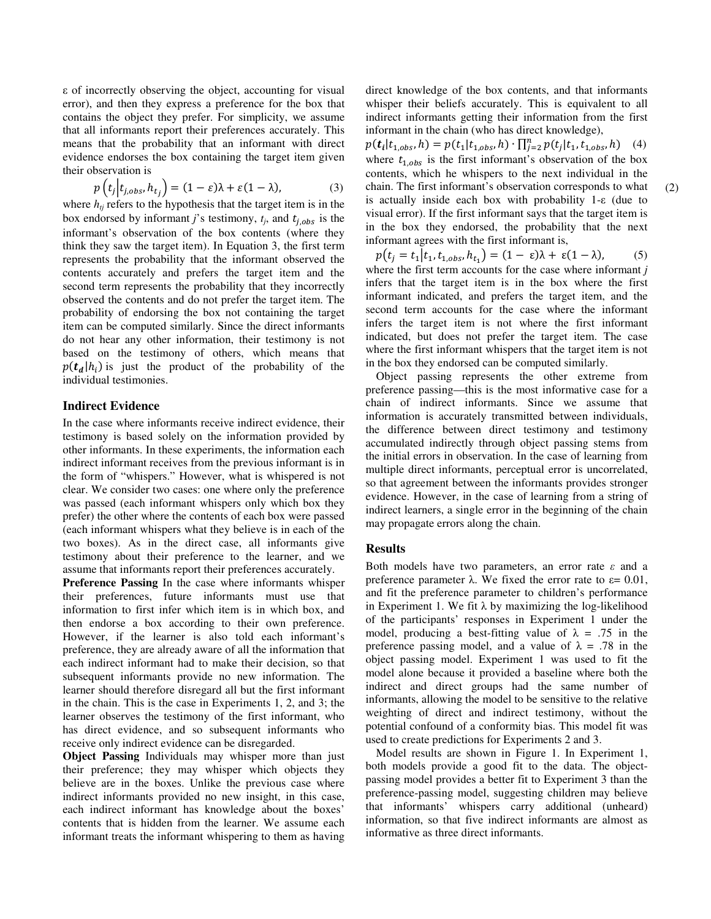ε of incorrectly observing the object, accounting for visual error), and then they express a preference for the box that contains the object they prefer. For simplicity, we assume that all informants report their preferences accurately. This means that the probability that an informant with direct evidence endorses the box containing the target item given their observation is

$$p\left(t_j \middle| t_{j,obs}, h_{t_j}\right) = (1-\varepsilon)\lambda + \varepsilon(1-\lambda), \qquad (3)$$

where $h_{tj}$ refers to the hypothesis that the target item is in the box endorsed by informant $j$'s testimony, $t_j$, and $t_{j,obs}$ is the informant's observation of the box contents (where they think they saw the target item). In Equation 3, the first term represents the probability that the informant observed the contents accurately and prefers the target item and the second term represents the probability that they incorrectly observed the contents and do not prefer the target item. The probability of endorsing the box not containing the target item can be computed similarly. Since the direct informants do not hear any other information, their testimony is not based on the testimony of others, which means that $p(\boldsymbol{t_d}|h_i)$ is just the product of the probability of the individual testimonies.

## Indirect Evidence

In the case where informants receive indirect evidence, their testimony is based solely on the information provided by other informants. In these experiments, the information each indirect informant receives from the previous informant is in the form of "whispers." However, what is whispered is not clear. We consider two cases: one where only the preference was passed (each informant whispers only which box they prefer) the other where the contents of each box were passed (each informant whispers what they believe is in each of the two boxes). As in the direct case, all informants give testimony about their preference to the learner, and we assume that informants report their preferences accurately.

**Preference Passing** In the case where informants whisper their preferences, future informants must use that information to first infer which item is in which box, and then endorse a box according to their own preference. However, if the learner is also told each informant's preference, they are already aware of all the information that each indirect informant had to make their decision, so that subsequent informants provide no new information. The learner should therefore disregard all but the first informant in the chain. This is the case in Experiments 1, 2, and 3; the learner observes the testimony of the first informant, who has direct evidence, and so subsequent informants who receive only indirect evidence can be disregarded.

**Object Passing** Individuals may whisper more than just their preference; they may whisper which objects they believe are in the boxes. Unlike the previous case where indirect informants provided no new insight, in this case, each indirect informant has knowledge about the boxes' contents that is hidden from the learner. We assume each informant treats the informant whispering to them as having direct knowledge of the box contents, and that informants whisper their beliefs accurately. This is equivalent to all indirect informants getting their information from the first informant in the chain (who has direct knowledge),

$$p(\boldsymbol{t_i}|t_{1,obs}, h) = p(t_1|t_{1,obs}, h) \cdot \prod_{j=2}^{n} p(t_j|t_1, t_{1,obs}, h) \qquad (4)$$

where $t_{1,obs}$ is the first informant's observation of the box contents, which he whispers to the next individual in the chain. The first informant's observation corresponds to what is actually inside each box with probability 1-ε (due to visual error). If the first informant says that the target item is in the box they endorsed, the probability that the next informant agrees with the first informant is,

$$p\left(t_j = t_1 \middle| t_1, t_{1,obs}, h_{t_1}\right) = (1-\varepsilon)\lambda + \varepsilon(1-\lambda), \qquad (5)$$

where the first term accounts for the case where informant $j$ infers that the target item is in the box where the first informant indicated, and prefers the target item, and the second term accounts for the case where the informant infers the target item is not where the first informant indicated, but does not prefer the target item. The case where the first informant whispers that the target item is not in the box they endorsed can be computed similarly.

Object passing represents the other extreme from preference passing—this is the most informative case for a chain of indirect informants. Since we assume that information is accurately transmitted between individuals, the difference between direct testimony and testimony accumulated indirectly through object passing stems from the initial errors in observation. In the case of learning from multiple direct informants, perceptual error is uncorrelated, so that agreement between the informants provides stronger evidence. However, in the case of learning from a string of indirect learners, a single error in the beginning of the chain may propagate errors along the chain.

## Results

Both models have two parameters, an error rate $\varepsilon$ and a preference parameter λ. We fixed the error rate to $\varepsilon = 0.01$, and fit the preference parameter to children's performance in Experiment 1. We fit λ by maximizing the log-likelihood of the participants' responses in Experiment 1 under the model, producing a best-fitting value of $\lambda = .75$ in the preference passing model, and a value of $\lambda = .78$ in the object passing model. Experiment 1 was used to fit the model alone because it provided a baseline where both the indirect and direct groups had the same number of informants, allowing the model to be sensitive to the relative weighting of direct and indirect testimony, without the potential confound of a conformity bias. This model fit was used to create predictions for Experiments 2 and 3.

Model results are shown in Figure 1. In Experiment 1, both models provide a good fit to the data. The object-passing model provides a better fit to Experiment 3 than the preference-passing model, suggesting children may believe that informants' whispers carry additional (unheard) information, so that five indirect informants are almost as informative as three direct informants.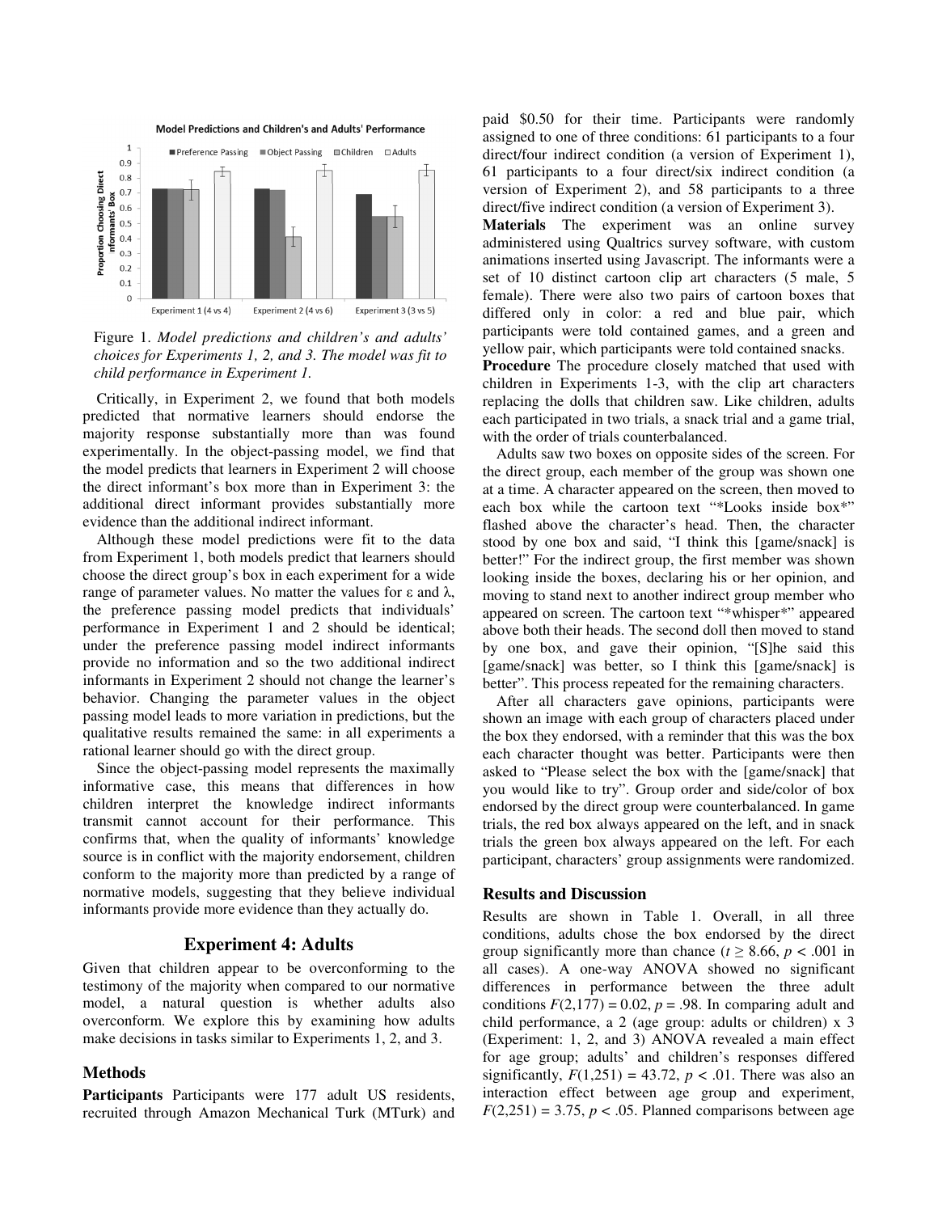Figure 1. *Model predictions and children's and adults' choices for Experiments 1, 2, and 3. The model was fit to child performance in Experiment 1.*

Critically, in Experiment 2, we found that both models predicted that normative learners should endorse the majority response substantially more than was found experimentally. In the object-passing model, we find that the model predicts that learners in Experiment 2 will choose the direct informant's box more than in Experiment 3: the additional direct informant provides substantially more evidence than the additional indirect informant.

Although these model predictions were fit to the data from Experiment 1, both models predict that learners should choose the direct group's box in each experiment for a wide range of parameter values. No matter the values for ε and λ, the preference passing model predicts that individuals' performance in Experiment 1 and 2 should be identical; under the preference passing model indirect informants provide no information and so the two additional indirect informants in Experiment 2 should not change the learner's behavior. Changing the parameter values in the object passing model leads to more variation in predictions, but the qualitative results remained the same: in all experiments a rational learner should go with the direct group.

Since the object-passing model represents the maximally informative case, this means that differences in how children interpret the knowledge indirect informants transmit cannot account for their performance. This confirms that, when the quality of informants' knowledge source is in conflict with the majority endorsement, children conform to the majority more than predicted by a range of normative models, suggesting that they believe individual informants provide more evidence than they actually do.

## Experiment 4: Adults

Given that children appear to be overconforming to the testimony of the majority when compared to our normative model, a natural question is whether adults also overconform. We explore this by examining how adults make decisions in tasks similar to Experiments 1, 2, and 3.

### Methods

**Participants** Participants were 177 adult US residents, recruited through Amazon Mechanical Turk (MTurk) and paid $0.50 for their time. Participants were randomly assigned to one of three conditions: 61 participants to a four direct/four indirect condition (a version of Experiment 1), 61 participants to a four direct/six indirect condition (a version of Experiment 2), and 58 participants to a three direct/five indirect condition (a version of Experiment 3).

**Materials** The experiment was an online survey administered using Qualtrics survey software, with custom animations inserted using Javascript. The informants were a set of 10 distinct cartoon clip art characters (5 male, 5 female). There were also two pairs of cartoon boxes that differed only in color: a red and blue pair, which participants were told contained games, and a green and yellow pair, which participants were told contained snacks.

**Procedure** The procedure closely matched that used with children in Experiments 1-3, with the clip art characters replacing the dolls that children saw. Like children, adults each participated in two trials, a snack trial and a game trial, with the order of trials counterbalanced.

Adults saw two boxes on opposite sides of the screen. For the direct group, each member of the group was shown one at a time. A character appeared on the screen, then moved to each box while the cartoon text "*Looks inside box*" flashed above the character's head. Then, the character stood by one box and said, "I think this [game/snack] is better!" For the indirect group, the first member was shown looking inside the boxes, declaring his or her opinion, and moving to stand next to another indirect group member who appeared on screen. The cartoon text "*whisper*" appeared above both their heads. The second doll then moved to stand by one box, and gave their opinion, "[S]he said this [game/snack] was better, so I think this [game/snack] is better". This process repeated for the remaining characters.

After all characters gave opinions, participants were shown an image with each group of characters placed under the box they endorsed, with a reminder that this was the box each character thought was better. Participants were then asked to "Please select the box with the [game/snack] that you would like to try". Group order and side/color of box endorsed by the direct group were counterbalanced. In game trials, the red box always appeared on the left, and in snack trials the green box always appeared on the left. For each participant, characters' group assignments were randomized.

### Results and Discussion

Results are shown in Table 1. Overall, in all three conditions, adults chose the box endorsed by the direct group significantly more than chance ($t \geq 8.66$, $p < .001$ in all cases). A one-way ANOVA showed no significant differences in performance between the three adult conditions $F(2,177) = 0.02$, $p = .98$. In comparing adult and child performance, a 2 (age group: adults or children) x 3 (Experiment: 1, 2, and 3) ANOVA revealed a main effect for age group; adults' and children's responses differed significantly, $F(1,251) = 43.72$, $p < .01$. There was also an interaction effect between age group and experiment, $F(2,251) = 3.75$, $p < .05$. Planned comparisons between age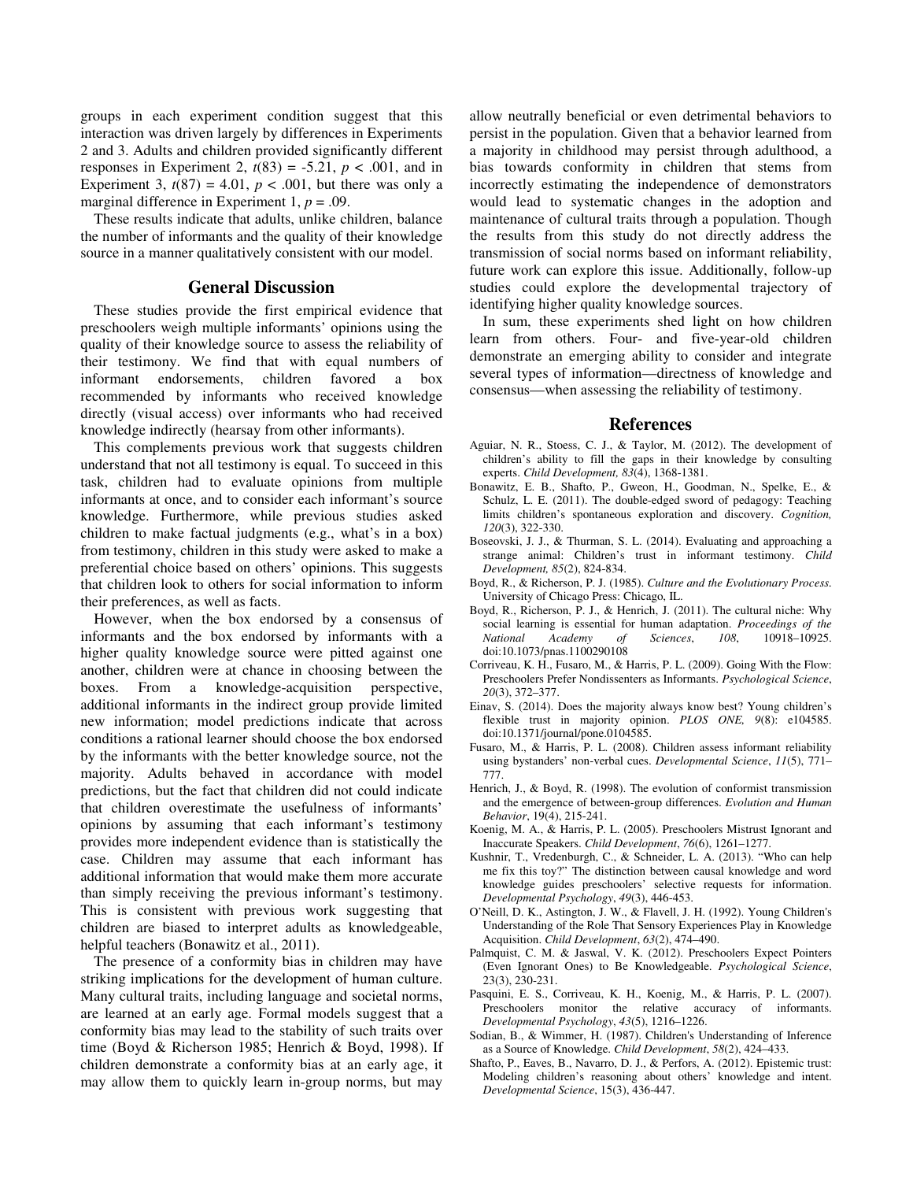groups in each experiment condition suggest that this interaction was driven largely by differences in Experiments 2 and 3. Adults and children provided significantly different responses in Experiment 2, $t(83) = -5.21$, $p < .001$, and in Experiment 3, $t(87) = 4.01$, $p < .001$, but there was only a marginal difference in Experiment 1, $p = .09$.

These results indicate that adults, unlike children, balance the number of informants and the quality of their knowledge source in a manner qualitatively consistent with our model.

## General Discussion

These studies provide the first empirical evidence that preschoolers weigh multiple informants' opinions using the quality of their knowledge source to assess the reliability of their testimony. We find that with equal numbers of informant endorsements, children favored a box recommended by informants who received knowledge directly (visual access) over informants who had received knowledge indirectly (hearsay from other informants).

This complements previous work that suggests children understand that not all testimony is equal. To succeed in this task, children had to evaluate opinions from multiple informants at once, and to consider each informant's source knowledge. Furthermore, while previous studies asked children to make factual judgments (e.g., what's in a box) from testimony, children in this study were asked to make a preferential choice based on others' opinions. This suggests that children look to others for social information to inform their preferences, as well as facts.

However, when the box endorsed by a consensus of informants and the box endorsed by informants with a higher quality knowledge source were pitted against one another, children were at chance in choosing between the boxes. From a knowledge-acquisition perspective, additional informants in the indirect group provide limited new information; model predictions indicate that across conditions a rational learner should choose the box endorsed by the informants with the better knowledge source, not the majority. Adults behaved in accordance with model predictions, but the fact that children did not could indicate that children overestimate the usefulness of informants' opinions by assuming that each informant's testimony provides more independent evidence than is statistically the case. Children may assume that each informant has additional information that would make them more accurate than simply receiving the previous informant's testimony. This is consistent with previous work suggesting that children are biased to interpret adults as knowledgeable, helpful teachers (Bonawitz et al., 2011).

The presence of a conformity bias in children may have striking implications for the development of human culture. Many cultural traits, including language and societal norms, are learned at an early age. Formal models suggest that a conformity bias may lead to the stability of such traits over time (Boyd & Richerson 1985; Henrich & Boyd, 1998). If children demonstrate a conformity bias at an early age, it may allow them to quickly learn in-group norms, but may allow neutrally beneficial or even detrimental behaviors to persist in the population. Given that a behavior learned from a majority in childhood may persist through adulthood, a bias towards conformity in children that stems from incorrectly estimating the independence of demonstrators would lead to systematic changes in the adoption and maintenance of cultural traits through a population. Though the results from this study do not directly address the transmission of social norms based on informant reliability, future work can explore this issue. Additionally, follow-up studies could explore the developmental trajectory of identifying higher quality knowledge sources.

In sum, these experiments shed light on how children learn from others. Four- and five-year-old children demonstrate an emerging ability to consider and integrate several types of information—directness of knowledge and consensus—when assessing the reliability of testimony.

## References

Aguiar, N. R., Stoess, C. J., & Taylor, M. (2012). The development of children's ability to fill the gaps in their knowledge by consulting experts. *Child Development, 83*(4), 1368-1381.

Bonawitz, E. B., Shafto, P., Gweon, H., Goodman, N., Spelke, E., & Schulz, L. E. (2011). The double-edged sword of pedagogy: Teaching limits children's spontaneous exploration and discovery. *Cognition, 120*(3), 322-330.

Boseovski, J. J., & Thurman, S. L. (2014). Evaluating and approaching a strange animal: Children's trust in informant testimony. *Child Development, 85*(2), 824-834.

Boyd, R., & Richerson, P. J. (1985). *Culture and the Evolutionary Process.* University of Chicago Press: Chicago, IL.

Boyd, R., Richerson, P. J., & Henrich, J. (2011). The cultural niche: Why social learning is essential for human adaptation. *Proceedings of the National Academy of Sciences*, *108*, 10918–10925. doi:10.1073/pnas.1100290108

Corriveau, K. H., Fusaro, M., & Harris, P. L. (2009). Going With the Flow: Preschoolers Prefer Nondissenters as Informants. *Psychological Science*, *20*(3), 372–377.

Einav, S. (2014). Does the majority always know best? Young children's flexible trust in majority opinion. *PLOS ONE, 9*(8): e104585. doi:10.1371/journal/pone.0104585.

Fusaro, M., & Harris, P. L. (2008). Children assess informant reliability using bystanders' non-verbal cues. *Developmental Science*, *11*(5), 771–777.

Henrich, J., & Boyd, R. (1998). The evolution of conformist transmission and the emergence of between-group differences. *Evolution and Human Behavior*, 19(4), 215-241.

Koenig, M. A., & Harris, P. L. (2005). Preschoolers Mistrust Ignorant and Inaccurate Speakers. *Child Development*, *76*(6), 1261–1277.

Kushnir, T., Vredenburgh, C., & Schneider, L. A. (2013). "Who can help me fix this toy?" The distinction between causal knowledge and word knowledge guides preschoolers' selective requests for information. *Developmental Psychology*, *49*(3), 446-453.

O'Neill, D. K., Astington, J. W., & Flavell, J. H. (1992). Young Children's Understanding of the Role That Sensory Experiences Play in Knowledge Acquisition. *Child Development*, *63*(2), 474–490.

Palmquist, C. M. & Jaswal, V. K. (2012). Preschoolers Expect Pointers (Even Ignorant Ones) to Be Knowledgeable. *Psychological Science*, 23(3), 230-231.

Pasquini, E. S., Corriveau, K. H., Koenig, M., & Harris, P. L. (2007). Preschoolers monitor the relative accuracy of informants. *Developmental Psychology*, *43*(5), 1216–1226.

Sodian, B., & Wimmer, H. (1987). Children's Understanding of Inference as a Source of Knowledge. *Child Development*, *58*(2), 424–433.

Shafto, P., Eaves, B., Navarro, D. J., & Perfors, A. (2012). Epistemic trust: Modeling children's reasoning about others' knowledge and intent. *Developmental Science*, 15(3), 436-447.